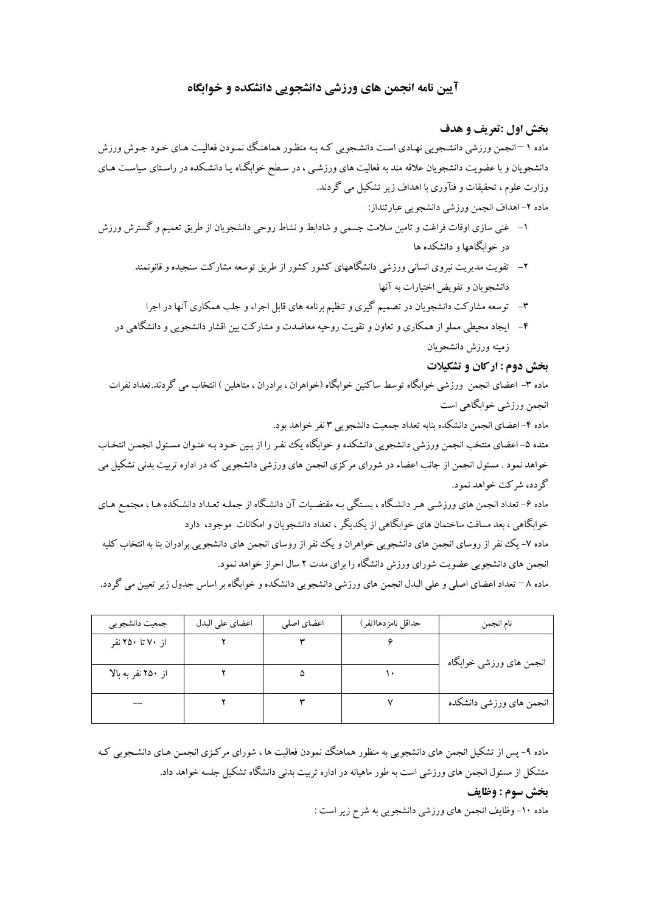# آیین نامه انجمن های ورزشی دانشجویی دانشکده و خوابگاه

## بخش اول :تعریف و هدف

ماده ۱ – انجمن ورزشی دانشجویی نهادی است دانشجویی که به منظور هماهنگ نمودن فعالیت های خود جوش ورزش دانشجویان و با عضویت دانشجویان علاقه مند به فعالیت های ورزشی ، در سطح خوابگاه یا دانشکده در راستای سیاست های وزارت علوم ، تحقیقات و فنآوری با اهداف زیر تشکیل می گردند.

ماده ۲- اهداف انجمن ورزشی دانشجویی عبارتنداز:

۱- غنی سازی اوقات فراغت و تامین سلامت جسمی و شادابط و نشاط روحی دانشجویان از طریق تعمیم و گسترش ورزش در خوابگاهها و دانشکده ها

۲- تقویت مدیریت نیروی انسانی ورزشی دانشگاههای کشور کشور از طریق توسعه مشارکت سنجیده و قانونمند دانشجویان و تفویض اختیارات به آنها

۳- توسعه مشارکت دانشجویان در تصمیم گیری و تنظیم برنامه های قابل اجراء و جلب همکاری آنها در اجرا

۴- ایجاد محیطی مملو از همکاری و تعاون و تقویت روحیه معاضدت و مشارکت بین اقشار دانشجویی و دانشگاهی در زمینه ورزش دانشجویان

## بخش دوم : ارکان و تشکیلات

ماده ۳- اعضای انجمن ورزشی خوابگاه توسط ساکنین خوابگاه (خواهران ، برادران ، متاهلین ) انتخاب می گردند.تعداد نفرات انجمن ورزشی خوابگاهی است

ماده ۴-اعضای انجمن دانشکده بنابه تعداد جمعیت دانشجویی ۳ نفر خواهد بود.

متده ۵-اعضای منتخب انجمن ورزشی دانشجویی دانشکده و خوابگاه یک نفر را از بین خود به عنوان مسئول انجمن انتخاب خواهد نمود . مسئول انجمن از جانب اعضاء در شورای مرکزی انجمن های ورزشی دانشجویی که در اداره تربیت بدنی تشکیل می گردد، شرکت خواهد نمود.

ماده ۶- تعداد انجمن های ورزشی هر دانشگاه ، بستگی به مقتضیات آن دانشگاه از جمله تعداد دانشکده ها ، مجتمع های خوابگاهی ، بعد مسافت ساختمان های خوابگاهی از یکدیگر ، تعداد دانشجویان و امکانات موجود، دارد

ماده ۷- یک نفر از روسای انجمن های دانشجویی خواهران و یک نفر از روسای انجمن های دانشجویی برادران بنا به انتخاب کلیه انجمن های دانشجویی عضویت شورای ورزش دانشگاه را برای مدت ۲ سال احراز خواهد نمود.

ماده ۸ – تعداد اعضای اصلی و علی البدل انجمن های ورزشی دانشجویی دانشکده و خوابگاه بر اساس جدول زیر تعیین می گردد.

| نام انجمن | حداقل نامزدها(نفر) | اعضای اصلی | اعضای علی البدل | جمعیت دانشجویی |
|---|---|---|---|---|
| انجمن های ورزشی خوابگاه | ۶ | ۳ | ۲ | از ۷۰ تا ۲۵۰ نفر |
| | ۱۰ | ۵ | ۲ | از ۲۵۰ نفر به بالا |
| انجمن های ورزشی دانشکده | ۷ | ۳ | ۲ | -- |

ماده ۹- پس از تشکیل انجمن های دانشجویی به منظور هماهنگ نمودن فعالیت ها ، شورای مرکزی انجمن های دانشجویی که متشکل از مسئول انجمن های ورزشی است به طور ماهیانه در اداره تربیت بدنی دانشگاه تشکیل جلسه خواهد داد.

## بخش سوم : وظایف

ماده ۱۰- وظایف انجمن های ورزشی دانشجویی به شرح زیر است :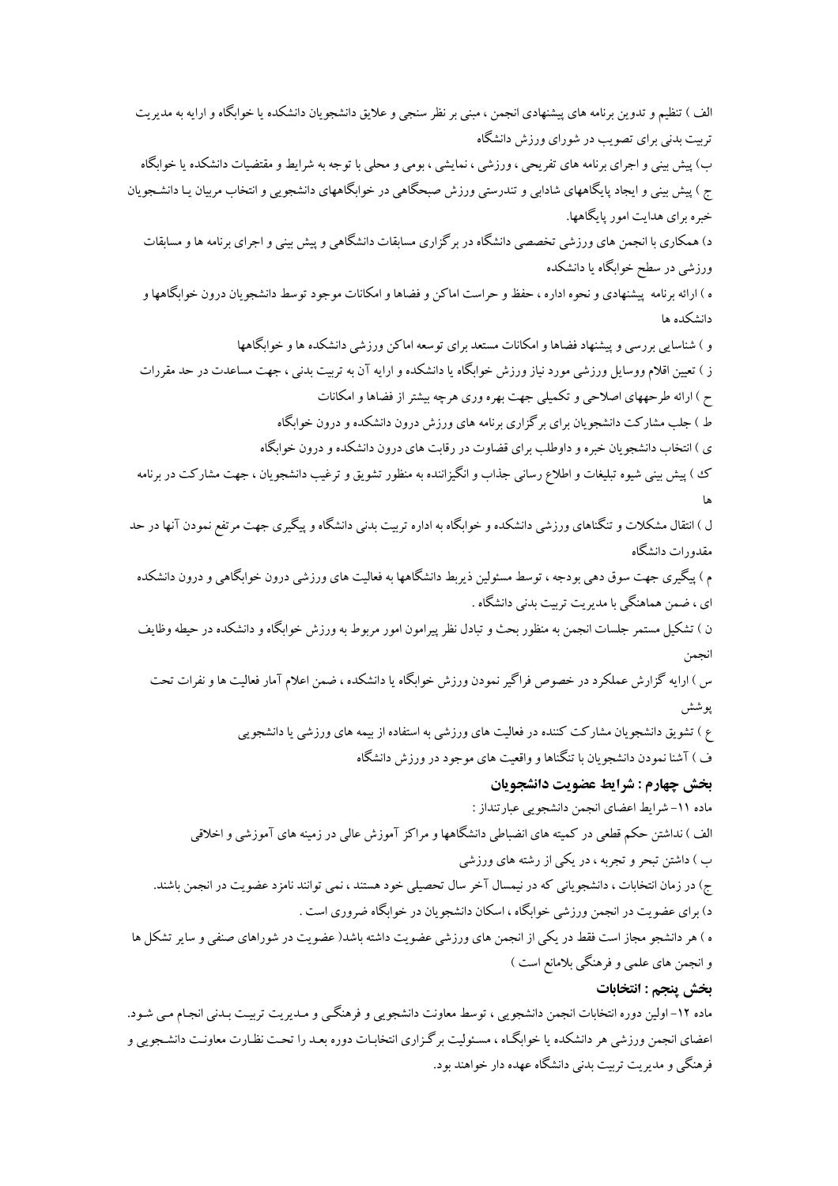الف ) تنظیم و تدوین برنامه های پیشنهادی انجمن ، مبنی بر نظر سنجی و علایق دانشجویان دانشکده یا خوابگاه و ارایه به مدیریت تربیت بدنی برای تصویب در شورای ورزش دانشگاه

ب) پیش بینی و اجرای برنامه های تفریحی ، ورزشی ، نمایشی ، بومی و محلی با توجه به شرایط و مقتضیات دانشکده یا خوابگاه

ج ) پیش بینی و ایجاد پایگاههای شادابی و تندرستی ورزش صبحگاهی در خوابگاههای دانشجویی و انتخاب مربیان یـا دانشـجویان خبره برای هدایت امور پایگاهها.

د) همکاری با انجمن های ورزشی تخصصی دانشگاه در برگزاری مسابقات دانشگاهی و پیش بینی و اجرای برنامه ها و مسابقات ورزشی در سطح خوابگاه یا دانشکده

ه ) ارائه برنامه پیشنهادی و نحوه اداره ، حفظ و حراست اماکن و فضاها و امکانات موجود توسط دانشجویان درون خوابگاهها و دانشکده ها

و ) شناسایی بررسی و پیشنهاد فضاها و امکانات مستعد برای توسعه اماکن ورزشی دانشکده ها و خوابگاهها

ز ) تعیین اقلام ووسایل ورزشی مورد نیاز ورزش خوابگاه یا دانشکده و ارایه آن به تربیت بدنی ، جهت مساعدت در حد مقررات

ح ) ارائه طرحهای اصلاحی و تکمیلی جهت بهره وری هرچه بیشتر از فضاها و امکانات

ط ) جلب مشارکت دانشجویان برای برگزاری برنامه های ورزش درون دانشکده و درون خوابگاه

ی ) انتخاب دانشجویان خبره و داوطلب برای قضاوت در رقابت های درون دانشکده و درون خوابگاه

ک ) پیش بینی شیوه تبلیغات و اطلاع رسانی جذاب و انگیزاننده به منظور تشویق و ترغیب دانشجویان ، جهت مشارکت در برنامه ها

ل ) انتقال مشکلات و تنگناهای ورزشی دانشکده و خوابگاه به اداره تربیت بدنی دانشگاه و پیگیری جهت مرتفع نمودن آنها در حد مقدورات دانشگاه

م ) پیگیری جهت سوق دهی بودجه ، توسط مسئولین ذیربط دانشگاهها به فعالیت های ورزشی درون خوابگاهی و درون دانشکده ای ، ضمن هماهنگی با مدیریت تربیت بدنی دانشگاه .

ن ) تشکیل مستمر جلسات انجمن به منظور بحث و تبادل نظر پیرامون امور مربوط به ورزش خوابگاه و دانشکده در حیطه وظایف انجمن

س ) ارایه گزارش عملکرد در خصوص فراگیر نمودن ورزش خوابگاه یا دانشکده ، ضمن اعلام آمار فعالیت ها و نفرات تحت پوشش

ع ) تشویق دانشجویان مشارکت کننده در فعالیت های ورزشی به استفاده از بیمه های ورزشی یا دانشجویی

ف ) آشنا نمودن دانشجویان با تنگناها و واقعیت های موجود در ورزش دانشگاه

## بخش چهارم : شرایط عضویت دانشجویان

ماده ۱۱- شرایط اعضای انجمن دانشجویی عبارتنداز :

الف ) نداشتن حکم قطعی در کمیته های انضباطی دانشگاهها و مراکز آموزش عالی در زمینه های آموزشی و اخلاقی

ب ) داشتن تبحر و تجربه ، در یکی از رشته های ورزشی

ج) در زمان انتخابات ، دانشجویانی که در نیمسال آخر سال تحصیلی خود هستند ، نمی توانند نامزد عضویت در انجمن باشند.

د) برای عضویت در انجمن ورزشی خوابگاه ، اسکان دانشجویان در خوابگاه ضروری است .

ه ) هر دانشجو مجاز است فقط در یکی از انجمن های ورزشی عضویت داشته باشد( عضویت در شوراهای صنفی و سایر تشکل ها و انجمن های علمی و فرهنگی بلامانع است )

## بخش پنجم : انتخابات

ماده ۱۲- اولین دوره انتخابات انجمن دانشجویی ، توسط معاونت دانشجویی و فرهنگـی و مـدیریت تربیـت بـدنی انجـام مـی شـود. اعضای انجمن ورزشی هر دانشکده یا خوابگاه ، مسـئولیت برگـزاری انتخابـات دوره بعـد را تحـت نظـارت معاونـت دانشـجویی و فرهنگی و مدیریت تربیت بدنی دانشگاه عهده دار خواهند بود.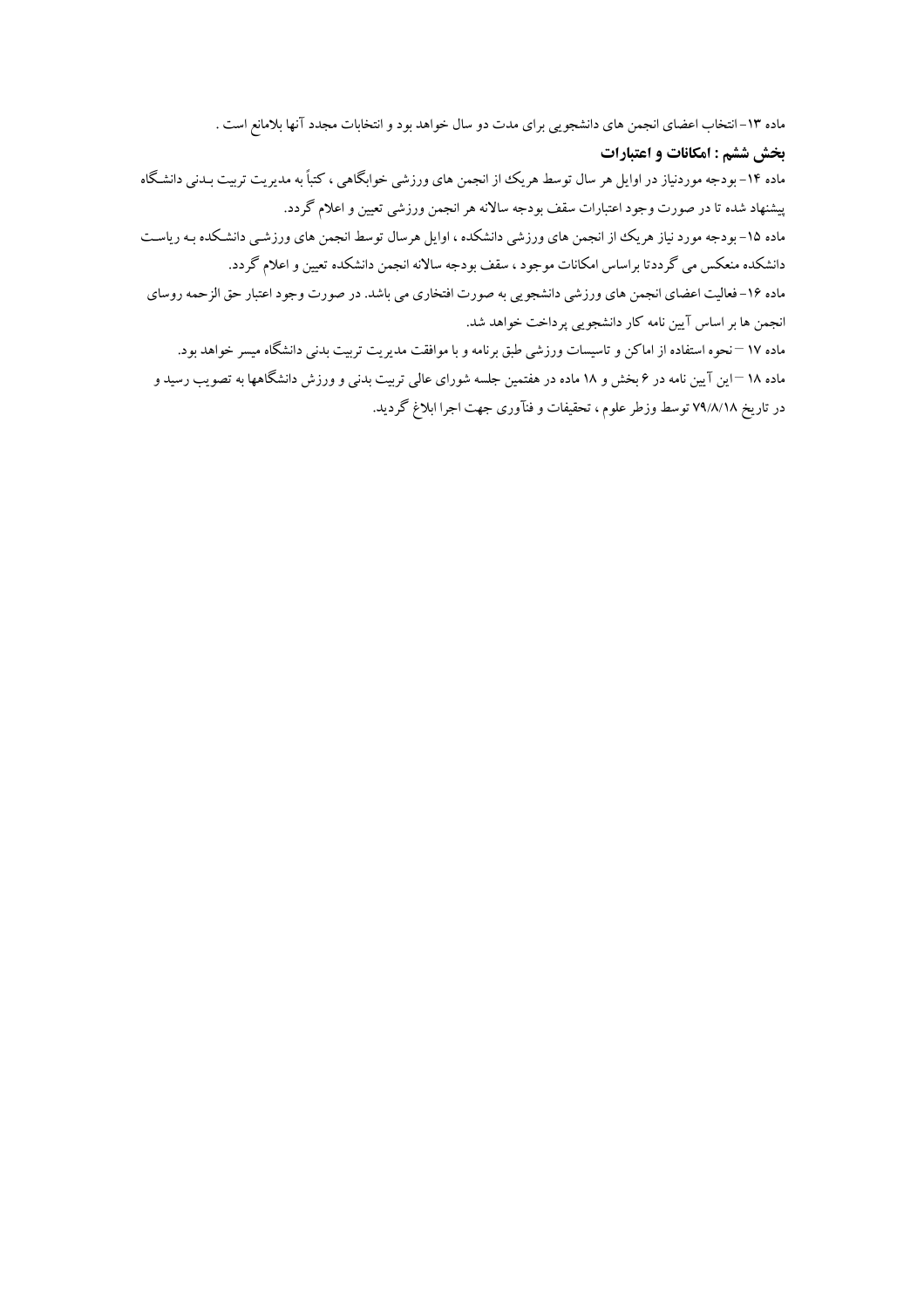ماده ۱۳- انتخاب اعضای انجمن های دانشجویی برای مدت دو سال خواهد بود و انتخابات مجدد آنها بلامانع است .

**بخش ششم : امکانات و اعتبارات**

ماده ۱۴- بودجه موردنیاز در اوایل هر سال توسط هریک از انجمن های ورزشی خوابگاهی ، کتباً به مدیریت تربیت بـدنی دانشگاه پیشنهاد شده تا در صورت وجود اعتبارات سقف بودجه سالانه هر انجمن ورزشی تعیین و اعلام گردد.

ماده ۱۵- بودجه مورد نیاز هریک از انجمن های ورزشی دانشکده ، اوایل هرسال توسط انجمن های ورزشـی دانشکده بـه ریاسـت دانشکده منعکس می گرددتا براساس امکانات موجود ، سقف بودجه سالانه انجمن دانشکده تعیین و اعلام گردد.

ماده ۱۶- فعالیت اعضای انجمن های ورزشی دانشجویی به صورت افتخاری می باشد. در صورت وجود اعتبار حق الزحمه روسای انجمن ها بر اساس آیین نامه کار دانشجویی پرداخت خواهد شد.

ماده ۱۷ – نحوه استفاده از اماکن و تاسیسات ورزشی طبق برنامه و با موافقت مدیریت تربیت بدنی دانشگاه میسر خواهد بود.

ماده ۱۸ – این آیین نامه در ۶ بخش و ۱۸ ماده در هفتمین جلسه شورای عالی تربیت بدنی و ورزش دانشگاهها به تصویب رسید و در تاریخ ۷۹/۸/۱۸ توسط وزطر علوم ، تحقیقات و فنآوری جهت اجرا ابلاغ گردید.